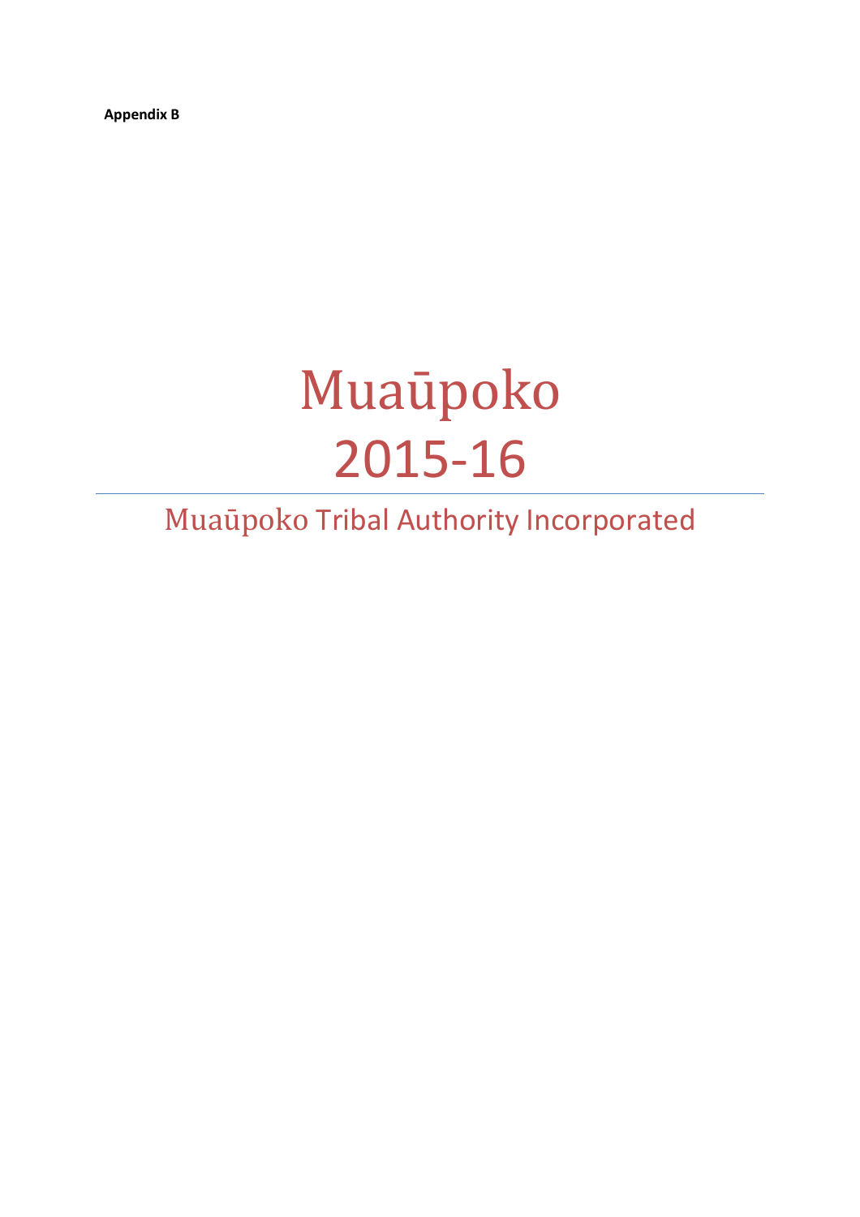**Appendix B**

# Muaūpoko 2015-16

## Muaūpoko Tribal Authority Incorporated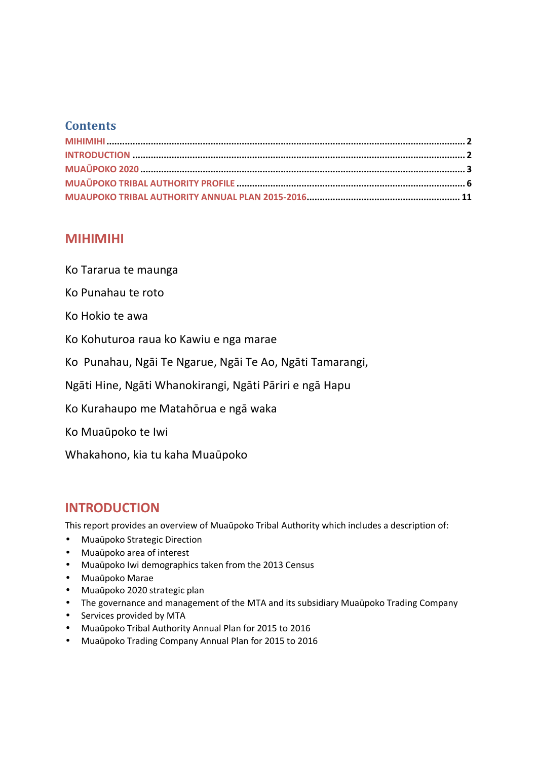## Contents

MIHIMIHI ........................................................................................................................................ 2
INTRODUCTION ................................................................................................................................ 2
MUAŪPOKO 2020 ............................................................................................................................. 3
MUAŪPOKO TRIBAL AUTHORITY PROFILE ........................................................................................ 6
MUAUPOKO TRIBAL AUTHORITY ANNUAL PLAN 2015-2016........................................................... 11

## MIHIMIHI

Ko Tararua te maunga

Ko Punahau te roto

Ko Hokio te awa

Ko Kohuturoa raua ko Kawiu e nga marae

Ko Punahau, Ngāi Te Ngarue, Ngāi Te Ao, Ngāti Tamarangi,

Ngāti Hine, Ngāti Whanokirangi, Ngāti Pāriri e ngā Hapu

Ko Kurahaupo me Matahōrua e ngā waka

Ko Muaūpoko te Iwi

Whakahono, kia tu kaha Muaūpoko

## INTRODUCTION

This report provides an overview of Muaūpoko Tribal Authority which includes a description of:

- Muaūpoko Strategic Direction
- Muaūpoko area of interest
- Muaūpoko Iwi demographics taken from the 2013 Census
- Muaūpoko Marae
- Muaūpoko 2020 strategic plan
- The governance and management of the MTA and its subsidiary Muaūpoko Trading Company
- Services provided by MTA
- Muaūpoko Tribal Authority Annual Plan for 2015 to 2016
- Muaūpoko Trading Company Annual Plan for 2015 to 2016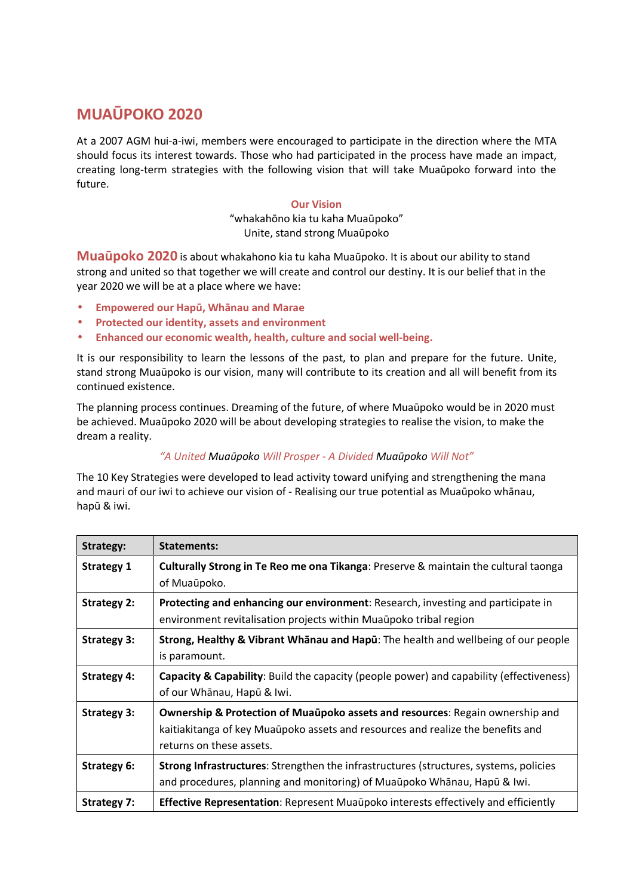# MUAŪPOKO 2020

At a 2007 AGM hui-a-iwi, members were encouraged to participate in the direction where the MTA should focus its interest towards. Those who had participated in the process have made an impact, creating long-term strategies with the following vision that will take Muaūpoko forward into the future.

**Our Vision**
"whakahōno kia tu kaha Muaūpoko"
Unite, stand strong Muaūpoko

**Muaūpoko 2020** is about whakahono kia tu kaha Muaūpoko. It is about our ability to stand strong and united so that together we will create and control our destiny. It is our belief that in the year 2020 we will be at a place where we have:

- **Empowered our Hapū, Whānau and Marae**
- **Protected our identity, assets and environment**
- **Enhanced our economic wealth, health, culture and social well-being.**

It is our responsibility to learn the lessons of the past, to plan and prepare for the future. Unite, stand strong Muaūpoko is our vision, many will contribute to its creation and all will benefit from its continued existence.

The planning process continues. Dreaming of the future, of where Muaūpoko would be in 2020 must be achieved. Muaūpoko 2020 will be about developing strategies to realise the vision, to make the dream a reality.

*"A United Muaūpoko Will Prosper - A Divided Muaūpoko Will Not"*

The 10 Key Strategies were developed to lead activity toward unifying and strengthening the mana and mauri of our iwi to achieve our vision of - Realising our true potential as Muaūpoko whānau, hapū & iwi.

| Strategy: | Statements: |
|---|---|
| **Strategy 1** | **Culturally Strong in Te Reo me ona Tikanga**: Preserve & maintain the cultural taonga of Muaūpoko. |
| **Strategy 2:** | **Protecting and enhancing our environment**: Research, investing and participate in environment revitalisation projects within Muaūpoko tribal region |
| **Strategy 3:** | **Strong, Healthy & Vibrant Whānau and Hapū**: The health and wellbeing of our people is paramount. |
| **Strategy 4:** | **Capacity & Capability**: Build the capacity (people power) and capability (effectiveness) of our Whānau, Hapū & Iwi. |
| **Strategy 3:** | **Ownership & Protection of Muaūpoko assets and resources**: Regain ownership and kaitiakitanga of key Muaūpoko assets and resources and realize the benefits and returns on these assets. |
| **Strategy 6:** | **Strong Infrastructures**: Strengthen the infrastructures (structures, systems, policies and procedures, planning and monitoring) of Muaūpoko Whānau, Hapū & Iwi. |
| **Strategy 7:** | **Effective Representation**: Represent Muaūpoko interests effectively and efficiently |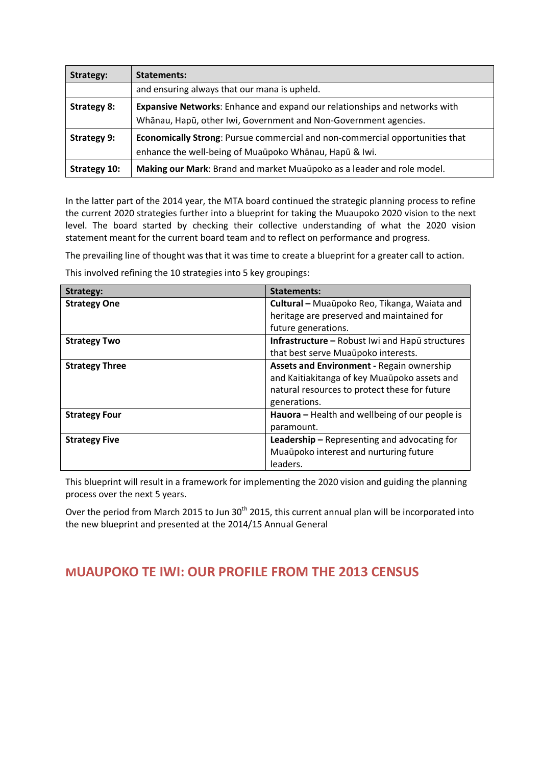| Strategy: | Statements: |
|---|---|
| | and ensuring always that our mana is upheld. |
| **Strategy 8:** | **Expansive Networks**: Enhance and expand our relationships and networks with Whānau, Hapū, other Iwi, Government and Non-Government agencies. |
| **Strategy 9:** | **Economically Strong**: Pursue commercial and non-commercial opportunities that enhance the well-being of Muaūpoko Whānau, Hapū & Iwi. |
| **Strategy 10:** | **Making our Mark**: Brand and market Muaūpoko as a leader and role model. |

In the latter part of the 2014 year, the MTA board continued the strategic planning process to refine the current 2020 strategies further into a blueprint for taking the Muaupoko 2020 vision to the next level. The board started by checking their collective understanding of what the 2020 vision statement meant for the current board team and to reflect on performance and progress.

The prevailing line of thought was that it was time to create a blueprint for a greater call to action.

This involved refining the 10 strategies into 5 key groupings:

| Strategy: | Statements: |
|---|---|
| **Strategy One** | **Cultural –** Muaūpoko Reo, Tikanga, Waiata and heritage are preserved and maintained for future generations. |
| **Strategy Two** | **Infrastructure –** Robust Iwi and Hapū structures that best serve Muaūpoko interests. |
| **Strategy Three** | **Assets and Environment -** Regain ownership and Kaitiakitanga of key Muaūpoko assets and natural resources to protect these for future generations. |
| **Strategy Four** | **Hauora –** Health and wellbeing of our people is paramount. |
| **Strategy Five** | **Leadership –** Representing and advocating for Muaūpoko interest and nurturing future leaders. |

This blueprint will result in a framework for implementing the 2020 vision and guiding the planning process over the next 5 years.

Over the period from March 2015 to Jun 30th 2015, this current annual plan will be incorporated into the new blueprint and presented at the 2014/15 Annual General

## MUAUPOKO TE IWI: OUR PROFILE FROM THE 2013 CENSUS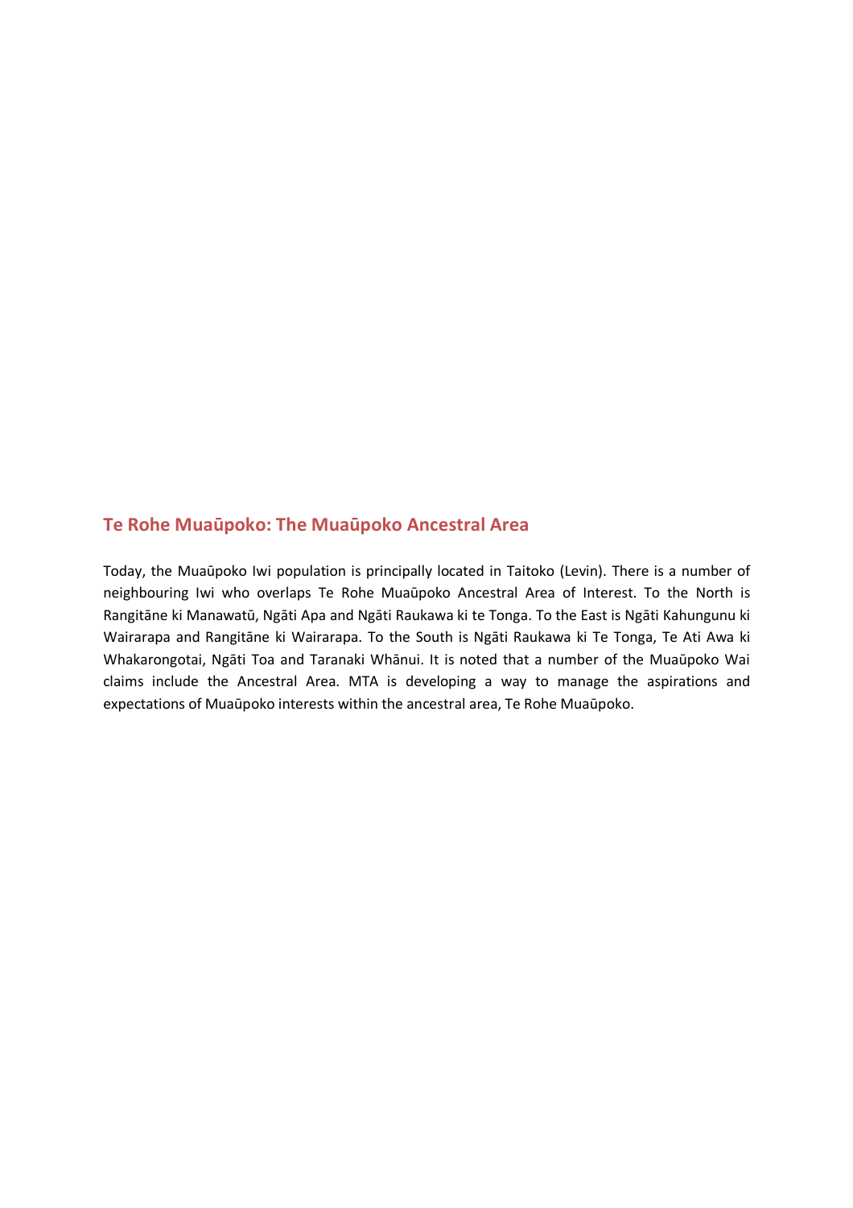## Te Rohe Muaūpoko: The Muaūpoko Ancestral Area

Today, the Muaūpoko Iwi population is principally located in Taitoko (Levin). There is a number of neighbouring Iwi who overlaps Te Rohe Muaūpoko Ancestral Area of Interest. To the North is Rangitāne ki Manawatū, Ngāti Apa and Ngāti Raukawa ki te Tonga. To the East is Ngāti Kahungunu ki Wairarapa and Rangitāne ki Wairarapa. To the South is Ngāti Raukawa ki Te Tonga, Te Ati Awa ki Whakarongotai, Ngāti Toa and Taranaki Whānui. It is noted that a number of the Muaūpoko Wai claims include the Ancestral Area. MTA is developing a way to manage the aspirations and expectations of Muaūpoko interests within the ancestral area, Te Rohe Muaūpoko.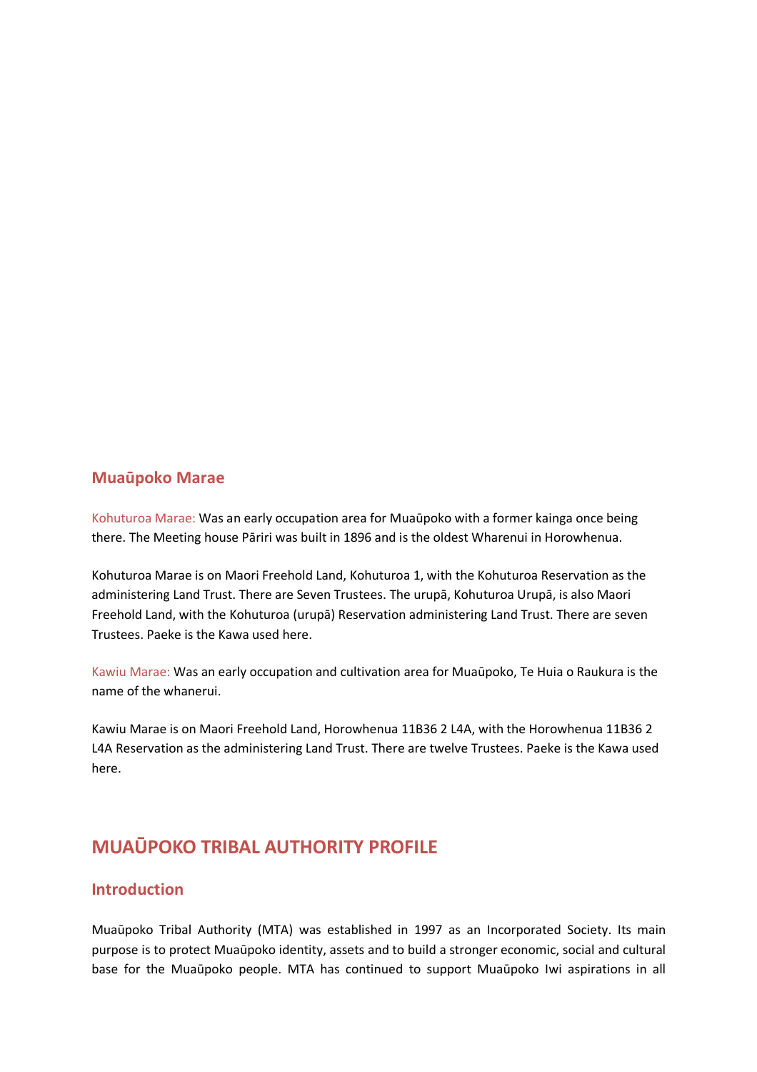## Muaūpoko Marae

Kohuturoa Marae: Was an early occupation area for Muaūpoko with a former kainga once being there. The Meeting house Pāriri was built in 1896 and is the oldest Wharenui in Horowhenua.

Kohuturoa Marae is on Maori Freehold Land, Kohuturoa 1, with the Kohuturoa Reservation as the administering Land Trust. There are Seven Trustees. The urupā, Kohuturoa Urupā, is also Maori Freehold Land, with the Kohuturoa (urupā) Reservation administering Land Trust. There are seven Trustees. Paeke is the Kawa used here.

Kawiu Marae: Was an early occupation and cultivation area for Muaūpoko, Te Huia o Raukura is the name of the whanerui.

Kawiu Marae is on Maori Freehold Land, Horowhenua 11B36 2 L4A, with the Horowhenua 11B36 2 L4A Reservation as the administering Land Trust. There are twelve Trustees. Paeke is the Kawa used here.

# MUAŪPOKO TRIBAL AUTHORITY PROFILE

## Introduction

Muaūpoko Tribal Authority (MTA) was established in 1997 as an Incorporated Society. Its main purpose is to protect Muaūpoko identity, assets and to build a stronger economic, social and cultural base for the Muaūpoko people. MTA has continued to support Muaūpoko Iwi aspirations in all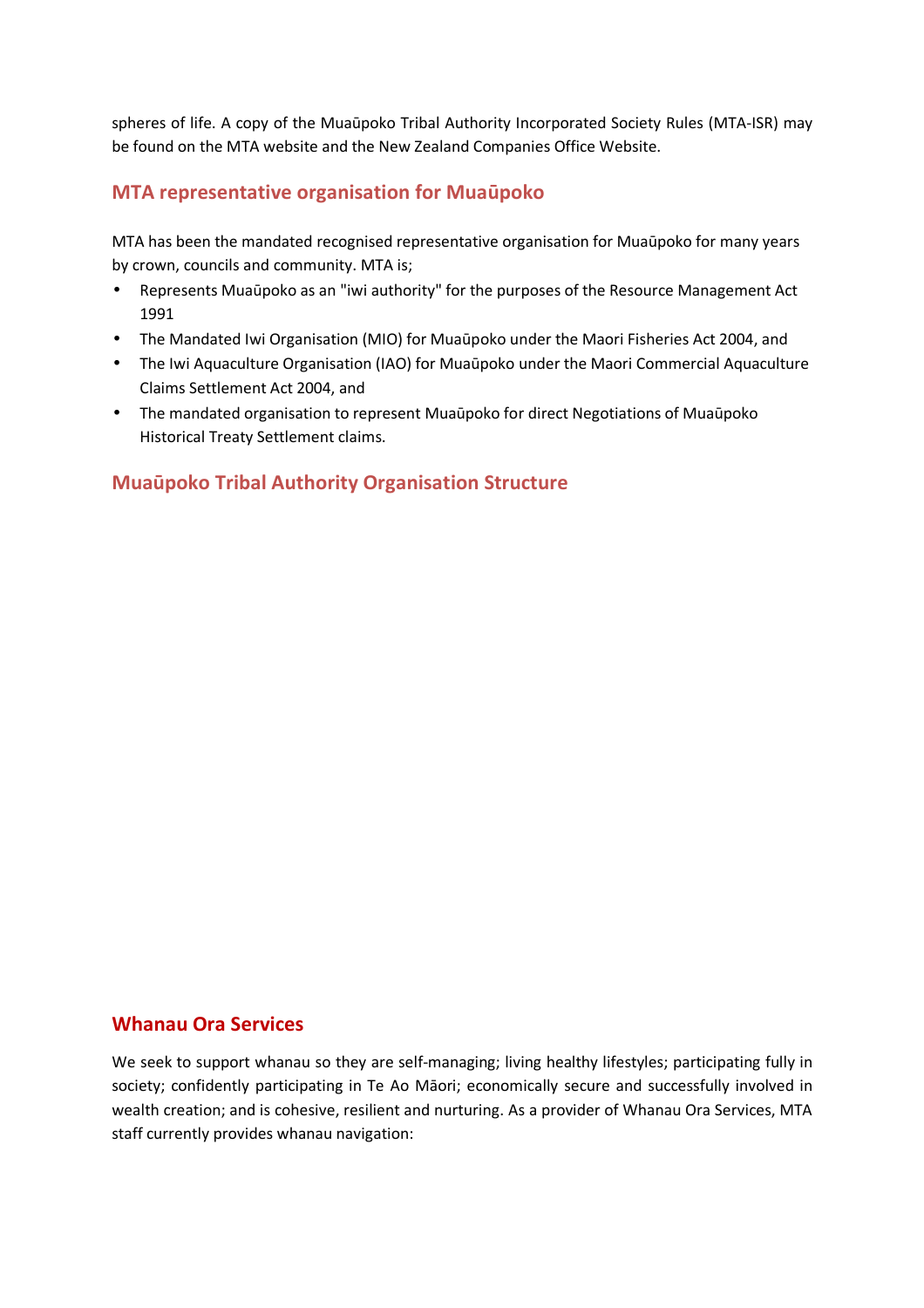spheres of life. A copy of the Muaūpoko Tribal Authority Incorporated Society Rules (MTA-ISR) may be found on the MTA website and the New Zealand Companies Office Website.

## MTA representative organisation for Muaūpoko

MTA has been the mandated recognised representative organisation for Muaūpoko for many years by crown, councils and community. MTA is;

- Represents Muaūpoko as an "iwi authority" for the purposes of the Resource Management Act 1991
- The Mandated Iwi Organisation (MIO) for Muaūpoko under the Maori Fisheries Act 2004, and
- The Iwi Aquaculture Organisation (IAO) for Muaūpoko under the Maori Commercial Aquaculture Claims Settlement Act 2004, and
- The mandated organisation to represent Muaūpoko for direct Negotiations of Muaūpoko Historical Treaty Settlement claims.

## Muaūpoko Tribal Authority Organisation Structure

## Whanau Ora Services

We seek to support whanau so they are self-managing; living healthy lifestyles; participating fully in society; confidently participating in Te Ao Māori; economically secure and successfully involved in wealth creation; and is cohesive, resilient and nurturing. As a provider of Whanau Ora Services, MTA staff currently provides whanau navigation: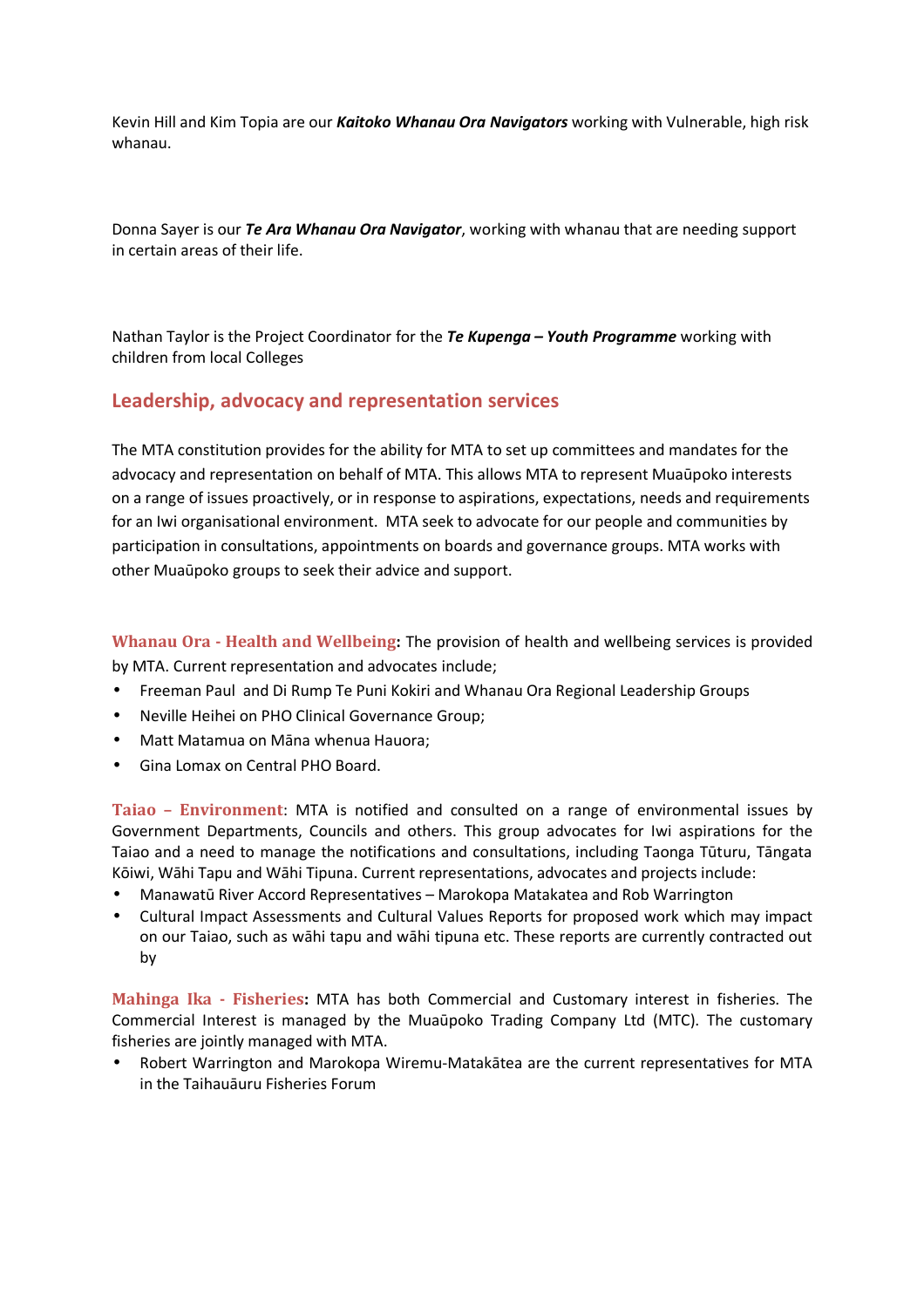Kevin Hill and Kim Topia are our ***Kaitoko Whanau Ora Navigators*** working with Vulnerable, high risk whanau.

Donna Sayer is our ***Te Ara Whanau Ora Navigator***, working with whanau that are needing support in certain areas of their life.

Nathan Taylor is the Project Coordinator for the ***Te Kupenga – Youth Programme*** working with children from local Colleges

## Leadership, advocacy and representation services

The MTA constitution provides for the ability for MTA to set up committees and mandates for the advocacy and representation on behalf of MTA. This allows MTA to represent Muaūpoko interests on a range of issues proactively, or in response to aspirations, expectations, needs and requirements for an Iwi organisational environment. MTA seek to advocate for our people and communities by participation in consultations, appointments on boards and governance groups. MTA works with other Muaūpoko groups to seek their advice and support.

**Whanau Ora - Health and Wellbeing:** The provision of health and wellbeing services is provided by MTA. Current representation and advocates include;

- Freeman Paul and Di Rump Te Puni Kokiri and Whanau Ora Regional Leadership Groups
- Neville Heihei on PHO Clinical Governance Group;
- Matt Matamua on Māna whenua Hauora;
- Gina Lomax on Central PHO Board.

**Taiao – Environment**: MTA is notified and consulted on a range of environmental issues by Government Departments, Councils and others. This group advocates for Iwi aspirations for the Taiao and a need to manage the notifications and consultations, including Taonga Tūturu, Tāngata Kōiwi, Wāhi Tapu and Wāhi Tipuna. Current representations, advocates and projects include:

- Manawatū River Accord Representatives – Marokopa Matakatea and Rob Warrington
- Cultural Impact Assessments and Cultural Values Reports for proposed work which may impact on our Taiao, such as wāhi tapu and wāhi tipuna etc. These reports are currently contracted out by

**Mahinga Ika - Fisheries:** MTA has both Commercial and Customary interest in fisheries. The Commercial Interest is managed by the Muaūpoko Trading Company Ltd (MTC). The customary fisheries are jointly managed with MTA.

- Robert Warrington and Marokopa Wiremu-Matakātea are the current representatives for MTA in the Taihauāuru Fisheries Forum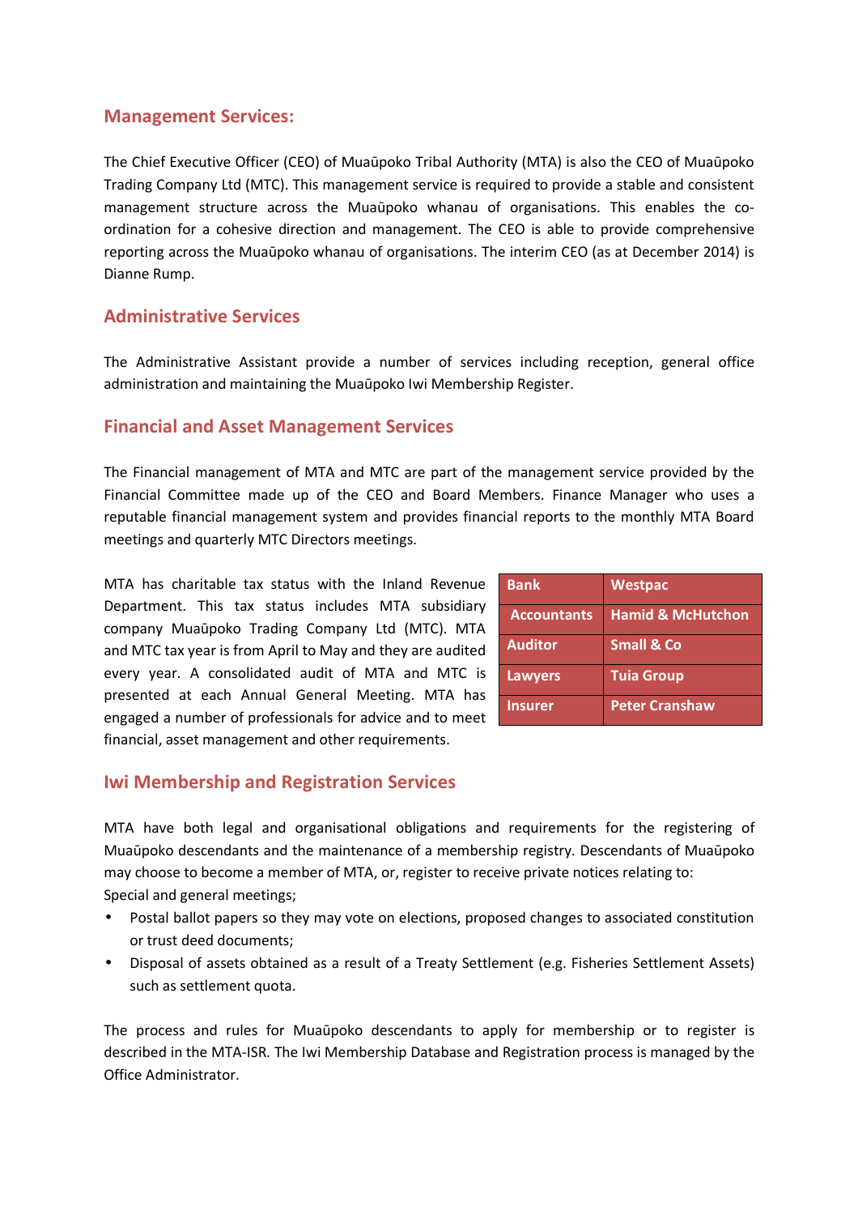## Management Services:

The Chief Executive Officer (CEO) of Muaūpoko Tribal Authority (MTA) is also the CEO of Muaūpoko Trading Company Ltd (MTC). This management service is required to provide a stable and consistent management structure across the Muaūpoko whanau of organisations. This enables the co-ordination for a cohesive direction and management. The CEO is able to provide comprehensive reporting across the Muaūpoko whanau of organisations. The interim CEO (as at December 2014) is Dianne Rump.

## Administrative Services

The Administrative Assistant provide a number of services including reception, general office administration and maintaining the Muaūpoko Iwi Membership Register.

## Financial and Asset Management Services

The Financial management of MTA and MTC are part of the management service provided by the Financial Committee made up of the CEO and Board Members. Finance Manager who uses a reputable financial management system and provides financial reports to the monthly MTA Board meetings and quarterly MTC Directors meetings.

MTA has charitable tax status with the Inland Revenue Department. This tax status includes MTA subsidiary company Muaūpoko Trading Company Ltd (MTC). MTA and MTC tax year is from April to May and they are audited every year. A consolidated audit of MTA and MTC is presented at each Annual General Meeting. MTA has engaged a number of professionals for advice and to meet financial, asset management and other requirements.

| Bank | Westpac |
|---|---|
| Accountants | Hamid & McHutchon |
| Auditor | Small & Co |
| Lawyers | Tuia Group |
| Insurer | Peter Cranshaw |

## Iwi Membership and Registration Services

MTA have both legal and organisational obligations and requirements for the registering of Muaūpoko descendants and the maintenance of a membership registry. Descendants of Muaūpoko may choose to become a member of MTA, or, register to receive private notices relating to:
Special and general meetings;

- Postal ballot papers so they may vote on elections, proposed changes to associated constitution or trust deed documents;
- Disposal of assets obtained as a result of a Treaty Settlement (e.g. Fisheries Settlement Assets) such as settlement quota.

The process and rules for Muaūpoko descendants to apply for membership or to register is described in the MTA-ISR. The Iwi Membership Database and Registration process is managed by the Office Administrator.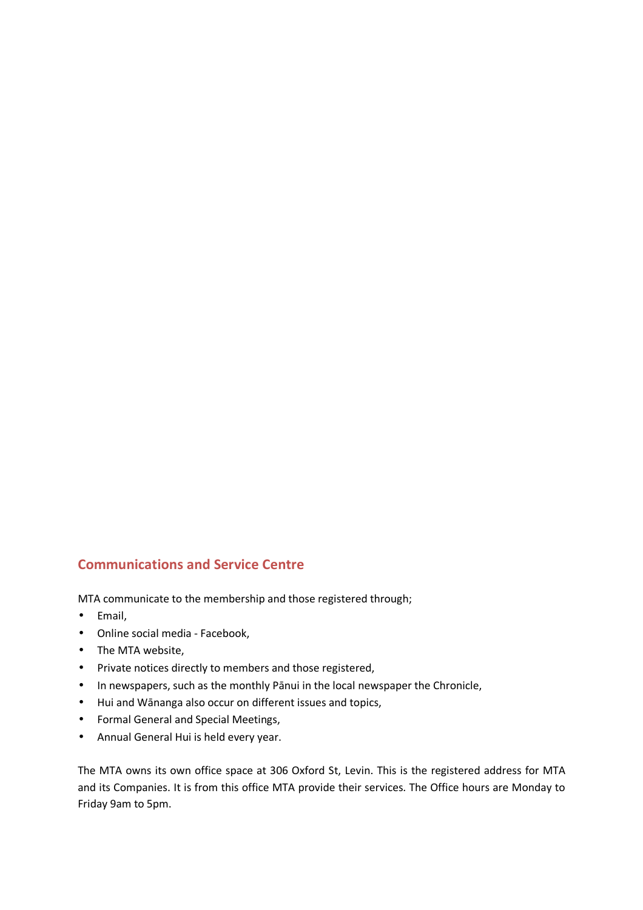## Communications and Service Centre

MTA communicate to the membership and those registered through;

- Email,
- Online social media - Facebook,
- The MTA website,
- Private notices directly to members and those registered,
- In newspapers, such as the monthly Pānui in the local newspaper the Chronicle,
- Hui and Wānanga also occur on different issues and topics,
- Formal General and Special Meetings,
- Annual General Hui is held every year.

The MTA owns its own office space at 306 Oxford St, Levin. This is the registered address for MTA and its Companies. It is from this office MTA provide their services. The Office hours are Monday to Friday 9am to 5pm.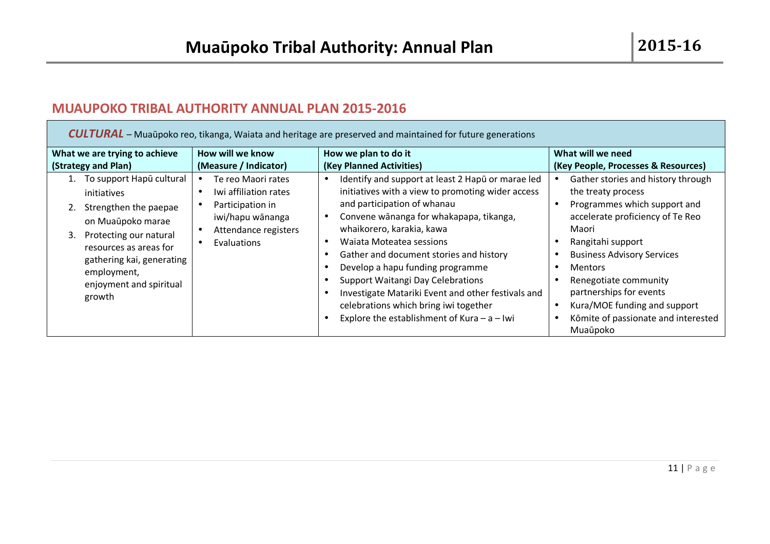## MUAUPOKO TRIBAL AUTHORITY ANNUAL PLAN 2015-2016

| ***CULTURAL*** – Muaūpoko reo, tikanga, Waiata and heritage are preserved and maintained for future generations | | | |
|---|---|---|---|
| **What we are trying to achieve (Strategy and Plan)** | **How will we know (Measure / Indicator)** | **How we plan to do it (Key Planned Activities)** | **What will we need (Key People, Processes & Resources)** |
| 1. To support Hapū cultural initiatives<br>2. Strengthen the paepae on Muaūpoko marae<br>3. Protecting our natural resources as areas for gathering kai, generating employment, enjoyment and spiritual growth | • Te reo Maori rates<br>• Iwi affiliation rates<br>• Participation in iwi/hapu wānanga<br>• Attendance registers<br>• Evaluations | • Identify and support at least 2 Hapū or marae led initiatives with a view to promoting wider access and participation of whanau<br>• Convene wānanga for whakapapa, tikanga, whaikorero, karakia, kawa<br>• Waiata Moteatea sessions<br>• Gather and document stories and history<br>• Develop a hapu funding programme<br>• Support Waitangi Day Celebrations<br>• Investigate Matariki Event and other festivals and celebrations which bring iwi together<br>• Explore the establishment of Kura – a – Iwi | • Gather stories and history through the treaty process<br>• Programmes which support and accelerate proficiency of Te Reo Maori<br>• Rangitahi support<br>• Business Advisory Services<br>• Mentors<br>• Renegotiate community partnerships for events<br>• Kura/MOE funding and support<br>• Kōmite of passionate and interested Muaūpoko |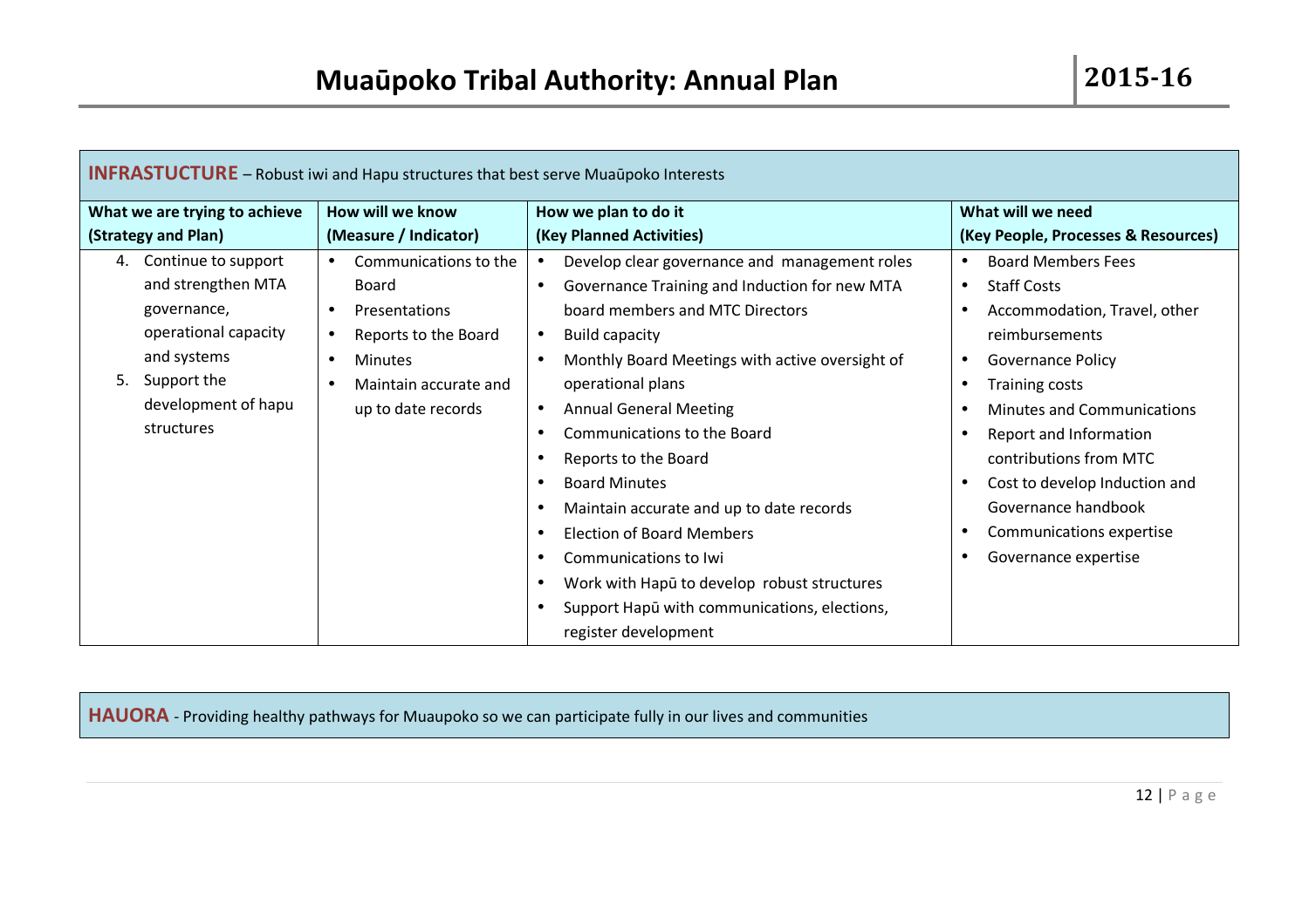| **INFRASTUCTURE** – Robust iwi and Hapu structures that best serve Muaūpoko Interests | | | |
|---|---|---|---|
| **What we are trying to achieve (Strategy and Plan)** | **How will we know (Measure / Indicator)** | **How we plan to do it (Key Planned Activities)** | **What will we need (Key People, Processes & Resources)** |
| 4. Continue to support and strengthen MTA governance, operational capacity and systems<br>5. Support the development of hapu structures | • Communications to the Board<br>• Presentations<br>• Reports to the Board<br>• Minutes<br>• Maintain accurate and up to date records | • Develop clear governance and management roles<br>• Governance Training and Induction for new MTA board members and MTC Directors<br>• Build capacity<br>• Monthly Board Meetings with active oversight of operational plans<br>• Annual General Meeting<br>• Communications to the Board<br>• Reports to the Board<br>• Board Minutes<br>• Maintain accurate and up to date records<br>• Election of Board Members<br>• Communications to Iwi<br>• Work with Hapū to develop robust structures<br>• Support Hapū with communications, elections, register development | • Board Members Fees<br>• Staff Costs<br>• Accommodation, Travel, other reimbursements<br>• Governance Policy<br>• Training costs<br>• Minutes and Communications<br>• Report and Information contributions from MTC<br>• Cost to develop Induction and Governance handbook<br>• Communications expertise<br>• Governance expertise |

**HAUORA** - Providing healthy pathways for Muaupoko so we can participate fully in our lives and communities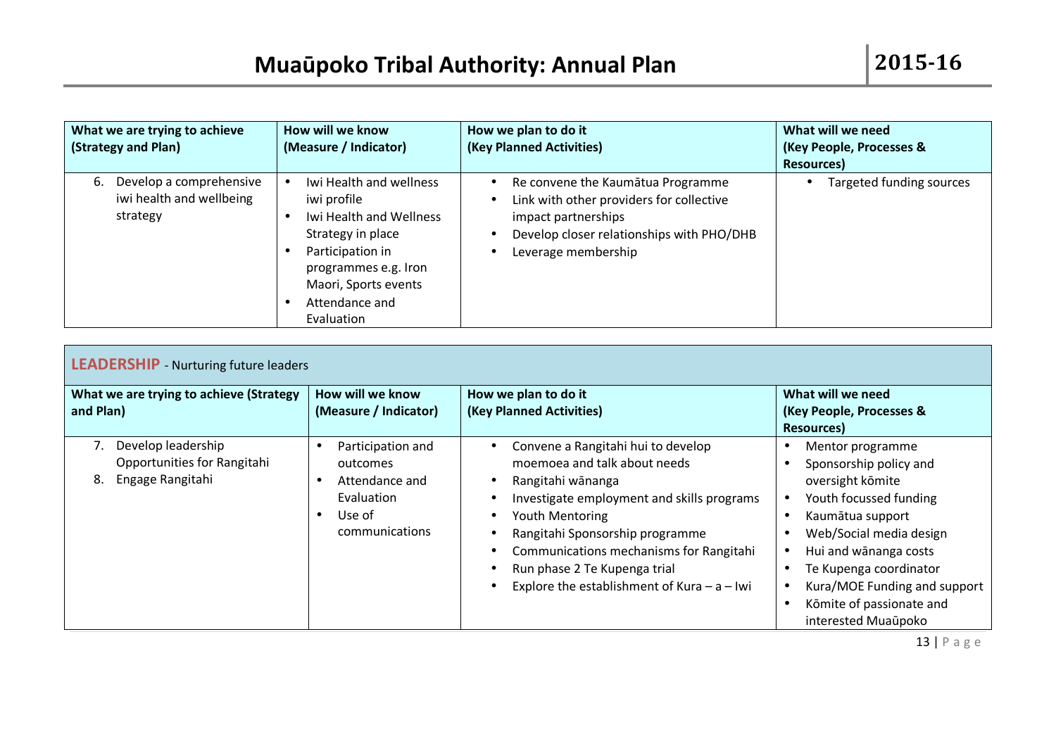| What we are trying to achieve (Strategy and Plan) | How will we know (Measure / Indicator) | How we plan to do it (Key Planned Activities) | What will we need (Key People, Processes & Resources) |
|---|---|---|---|
| 6. Develop a comprehensive iwi health and wellbeing strategy | • Iwi Health and wellness iwi profile<br>• Iwi Health and Wellness Strategy in place<br>• Participation in programmes e.g. Iron Maori, Sports events<br>• Attendance and Evaluation | • Re convene the Kaumātua Programme<br>• Link with other providers for collective impact partnerships<br>• Develop closer relationships with PHO/DHB<br>• Leverage membership | • Targeted funding sources |

## LEADERSHIP - Nurturing future leaders

| What we are trying to achieve (Strategy and Plan) | How will we know (Measure / Indicator) | How we plan to do it (Key Planned Activities) | What will we need (Key People, Processes & Resources) |
|---|---|---|---|
| 7. Develop leadership Opportunities for Rangitahi<br>8. Engage Rangitahi | • Participation and outcomes<br>• Attendance and Evaluation<br>• Use of communications | • Convene a Rangitahi hui to develop moemoea and talk about needs<br>• Rangitahi wānanga<br>• Investigate employment and skills programs<br>• Youth Mentoring<br>• Rangitahi Sponsorship programme<br>• Communications mechanisms for Rangitahi<br>• Run phase 2 Te Kupenga trial<br>• Explore the establishment of Kura – a – Iwi | • Mentor programme<br>• Sponsorship policy and oversight kōmite<br>• Youth focussed funding<br>• Kaumātua support<br>• Web/Social media design<br>• Hui and wānanga costs<br>• Te Kupenga coordinator<br>• Kura/MOE Funding and support<br>• Kōmite of passionate and interested Muaūpoko |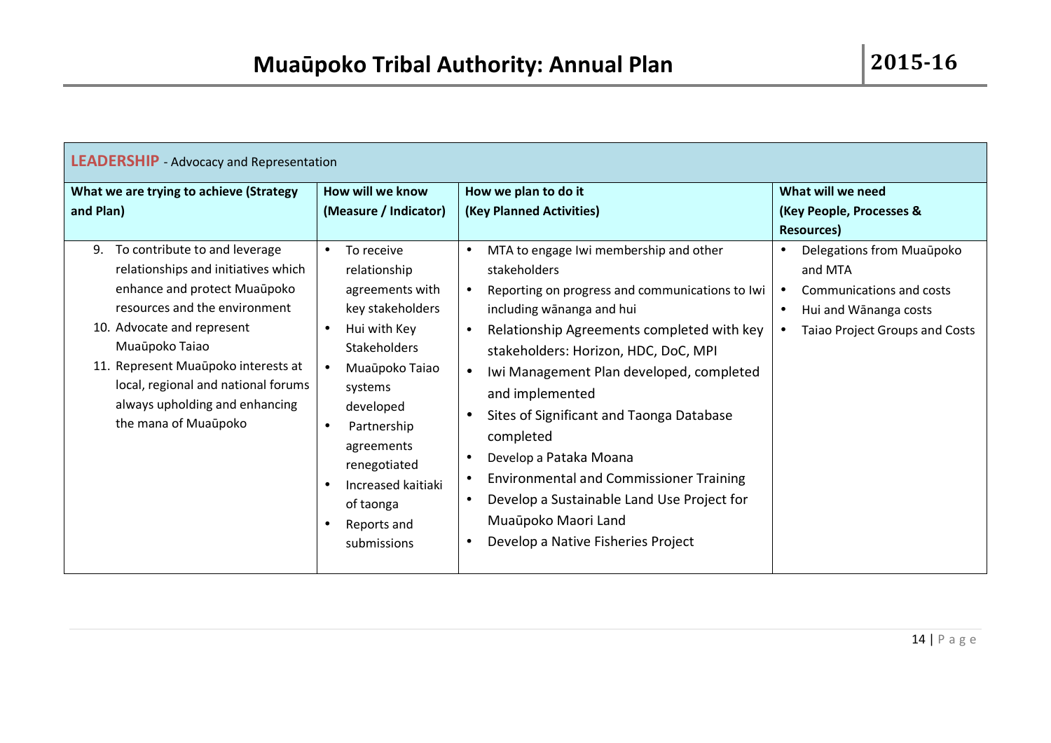| **LEADERSHIP** - Advocacy and Representation | | | |
|---|---|---|---|
| **What we are trying to achieve (Strategy and Plan)** | **How will we know (Measure / Indicator)** | **How we plan to do it (Key Planned Activities)** | **What will we need (Key People, Processes & Resources)** |
| 9. To contribute to and leverage relationships and initiatives which enhance and protect Muaūpoko resources and the environment<br>10. Advocate and represent Muaūpoko Taiao<br>11. Represent Muaūpoko interests at local, regional and national forums always upholding and enhancing the mana of Muaūpoko | • To receive relationship agreements with key stakeholders<br>• Hui with Key Stakeholders<br>• Muaūpoko Taiao systems developed<br>• Partnership agreements renegotiated<br>• Increased kaitiaki of taonga<br>• Reports and submissions | • MTA to engage Iwi membership and other stakeholders<br>• Reporting on progress and communications to Iwi including wānanga and hui<br>• Relationship Agreements completed with key stakeholders: Horizon, HDC, DoC, MPI<br>• Iwi Management Plan developed, completed and implemented<br>• Sites of Significant and Taonga Database completed<br>• Develop a Pataka Moana<br>• Environmental and Commissioner Training<br>• Develop a Sustainable Land Use Project for Muaūpoko Maori Land<br>• Develop a Native Fisheries Project | • Delegations from Muaūpoko and MTA<br>• Communications and costs<br>• Hui and Wānanga costs<br>• Taiao Project Groups and Costs |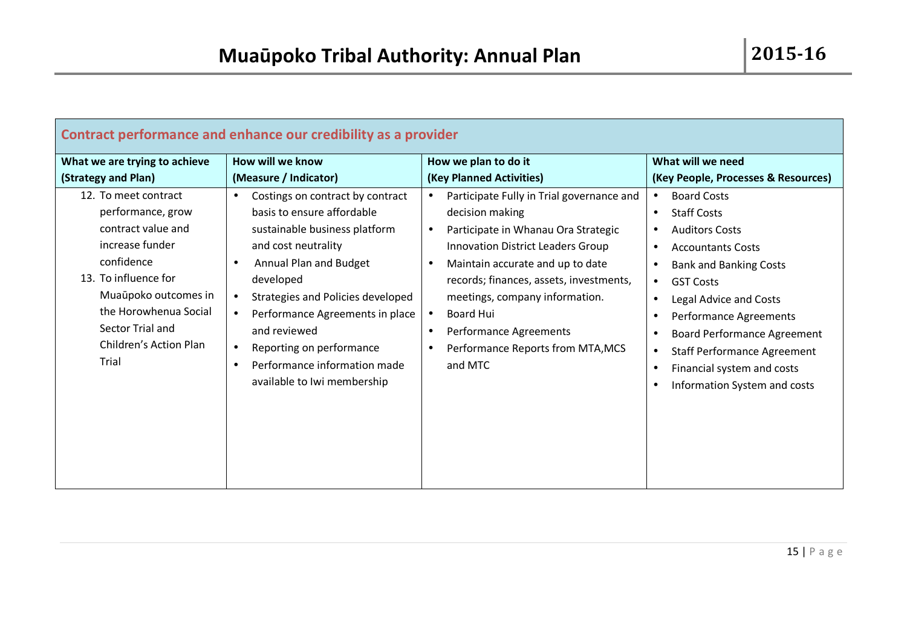| Contract performance and enhance our credibility as a provider | | | |
|---|---|---|---|
| **What we are trying to achieve (Strategy and Plan)** | **How will we know (Measure / Indicator)** | **How we plan to do it (Key Planned Activities)** | **What will we need (Key People, Processes & Resources)** |
| 12. To meet contract performance, grow contract value and increase funder confidence<br>13. To influence for Muaūpoko outcomes in the Horowhenua Social Sector Trial and Children's Action Plan Trial | • Costings on contract by contract basis to ensure affordable sustainable business platform and cost neutrality<br>• Annual Plan and Budget developed<br>• Strategies and Policies developed<br>• Performance Agreements in place and reviewed<br>• Reporting on performance<br>• Performance information made available to Iwi membership | • Participate Fully in Trial governance and decision making<br>• Participate in Whanau Ora Strategic Innovation District Leaders Group<br>• Maintain accurate and up to date records; finances, assets, investments, meetings, company information.<br>• Board Hui<br>• Performance Agreements<br>• Performance Reports from MTA,MCS and MTC | • Board Costs<br>• Staff Costs<br>• Auditors Costs<br>• Accountants Costs<br>• Bank and Banking Costs<br>• GST Costs<br>• Legal Advice and Costs<br>• Performance Agreements<br>• Board Performance Agreement<br>• Staff Performance Agreement<br>• Financial system and costs<br>• Information System and costs |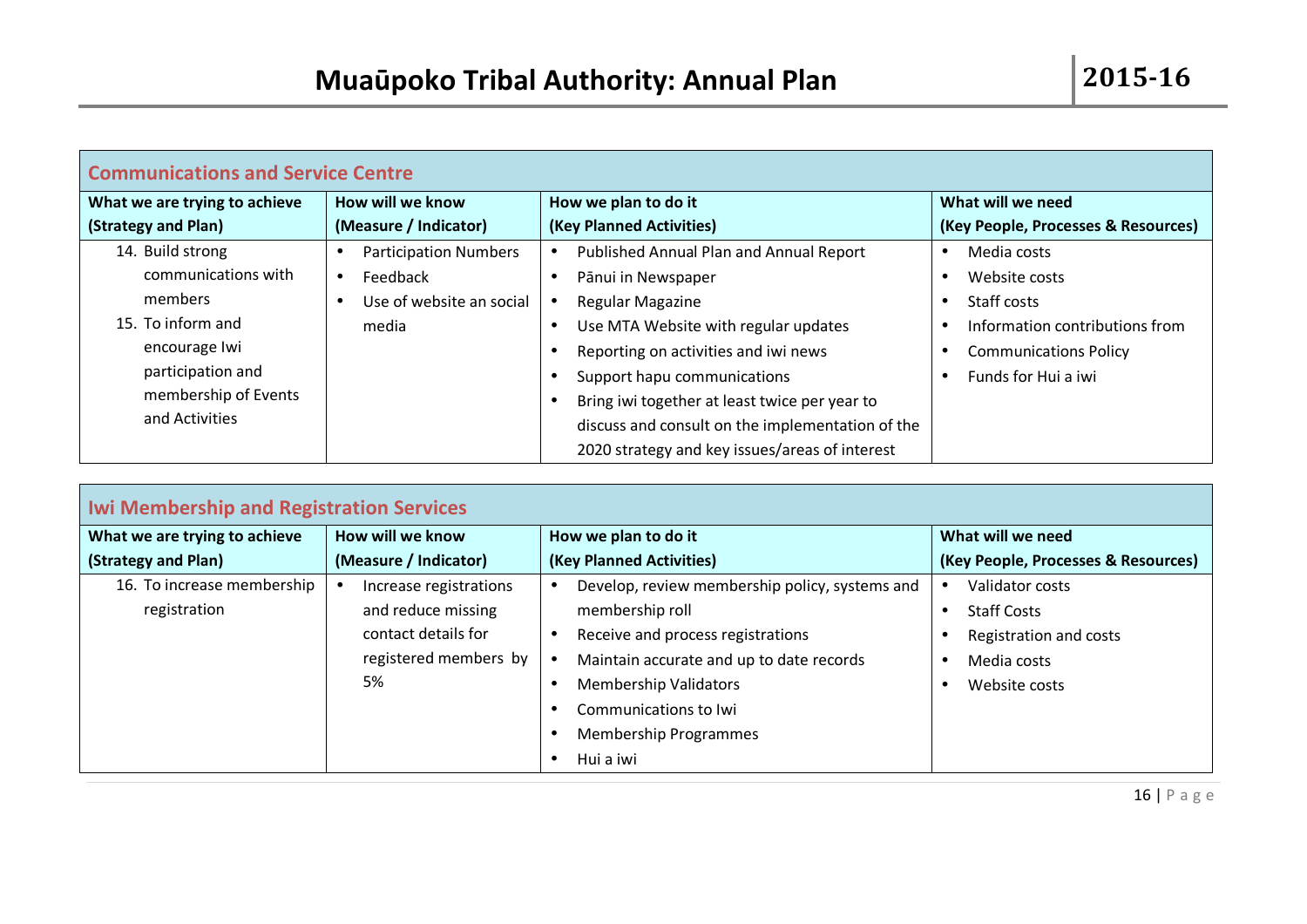## Communications and Service Centre

| What we are trying to achieve (Strategy and Plan) | How will we know (Measure / Indicator) | How we plan to do it (Key Planned Activities) | What will we need (Key People, Processes & Resources) |
|---|---|---|---|
| 14. Build strong communications with members<br>15. To inform and encourage Iwi participation and membership of Events and Activities | • Participation Numbers<br>• Feedback<br>• Use of website an social media | • Published Annual Plan and Annual Report<br>• Pānui in Newspaper<br>• Regular Magazine<br>• Use MTA Website with regular updates<br>• Reporting on activities and iwi news<br>• Support hapu communications<br>• Bring iwi together at least twice per year to discuss and consult on the implementation of the 2020 strategy and key issues/areas of interest | • Media costs<br>• Website costs<br>• Staff costs<br>• Information contributions from<br>• Communications Policy<br>• Funds for Hui a iwi |

## Iwi Membership and Registration Services

| What we are trying to achieve (Strategy and Plan) | How will we know (Measure / Indicator) | How we plan to do it (Key Planned Activities) | What will we need (Key People, Processes & Resources) |
|---|---|---|---|
| 16. To increase membership registration | • Increase registrations and reduce missing contact details for registered members by 5% | • Develop, review membership policy, systems and membership roll<br>• Receive and process registrations<br>• Maintain accurate and up to date records<br>• Membership Validators<br>• Communications to Iwi<br>• Membership Programmes<br>• Hui a iwi | • Validator costs<br>• Staff Costs<br>• Registration and costs<br>• Media costs<br>• Website costs |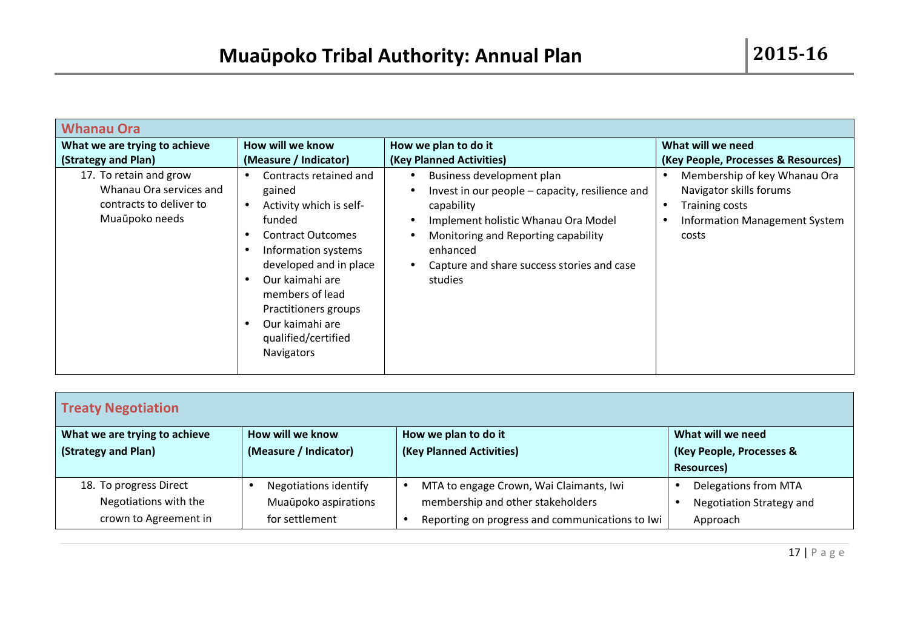| Whanau Ora | | | |
|---|---|---|---|
| **What we are trying to achieve (Strategy and Plan)** | **How will we know (Measure / Indicator)** | **How we plan to do it (Key Planned Activities)** | **What will we need (Key People, Processes & Resources)** |
| 17. To retain and grow Whanau Ora services and contracts to deliver to Muaūpoko needs | • Contracts retained and gained<br>• Activity which is self-funded<br>• Contract Outcomes<br>• Information systems developed and in place<br>• Our kaimahi are members of lead Practitioners groups<br>• Our kaimahi are qualified/certified Navigators | • Business development plan<br>• Invest in our people – capacity, resilience and capability<br>• Implement holistic Whanau Ora Model<br>• Monitoring and Reporting capability enhanced<br>• Capture and share success stories and case studies | • Membership of key Whanau Ora Navigator skills forums<br>• Training costs<br>• Information Management System costs |

| Treaty Negotiation | | | |
|---|---|---|---|
| **What we are trying to achieve (Strategy and Plan)** | **How will we know (Measure / Indicator)** | **How we plan to do it (Key Planned Activities)** | **What will we need (Key People, Processes & Resources)** |
| 18. To progress Direct Negotiations with the crown to Agreement in | • Negotiations identify Muaūpoko aspirations for settlement | • MTA to engage Crown, Wai Claimants, Iwi membership and other stakeholders<br>• Reporting on progress and communications to Iwi | • Delegations from MTA<br>• Negotiation Strategy and Approach |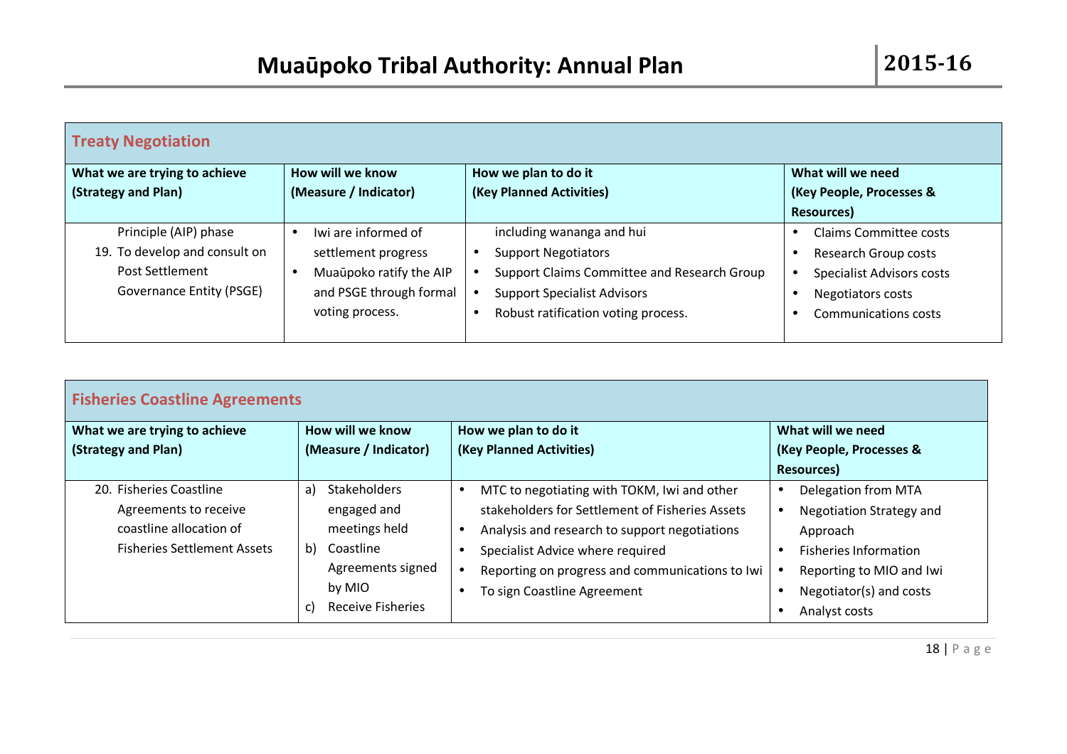## Treaty Negotiation

| What we are trying to achieve (Strategy and Plan) | How will we know (Measure / Indicator) | How we plan to do it (Key Planned Activities) | What will we need (Key People, Processes & Resources) |
|---|---|---|---|
| Principle (AIP) phase<br>19. To develop and consult on Post Settlement Governance Entity (PSGE) | • Iwi are informed of settlement progress<br>• Muaūpoko ratify the AIP and PSGE through formal voting process. | including wananga and hui<br>• Support Negotiators<br>• Support Claims Committee and Research Group<br>• Support Specialist Advisors<br>• Robust ratification voting process. | • Claims Committee costs<br>• Research Group costs<br>• Specialist Advisors costs<br>• Negotiators costs<br>• Communications costs |

## Fisheries Coastline Agreements

| What we are trying to achieve (Strategy and Plan) | How will we know (Measure / Indicator) | How we plan to do it (Key Planned Activities) | What will we need (Key People, Processes & Resources) |
|---|---|---|---|
| 20. Fisheries Coastline Agreements to receive coastline allocation of Fisheries Settlement Assets | a) Stakeholders engaged and meetings held<br>b) Coastline Agreements signed by MIO<br>c) Receive Fisheries | • MTC to negotiating with TOKM, Iwi and other stakeholders for Settlement of Fisheries Assets<br>• Analysis and research to support negotiations<br>• Specialist Advice where required<br>• Reporting on progress and communications to Iwi<br>• To sign Coastline Agreement | • Delegation from MTA<br>• Negotiation Strategy and Approach<br>• Fisheries Information<br>• Reporting to MIO and Iwi<br>• Negotiator(s) and costs<br>• Analyst costs |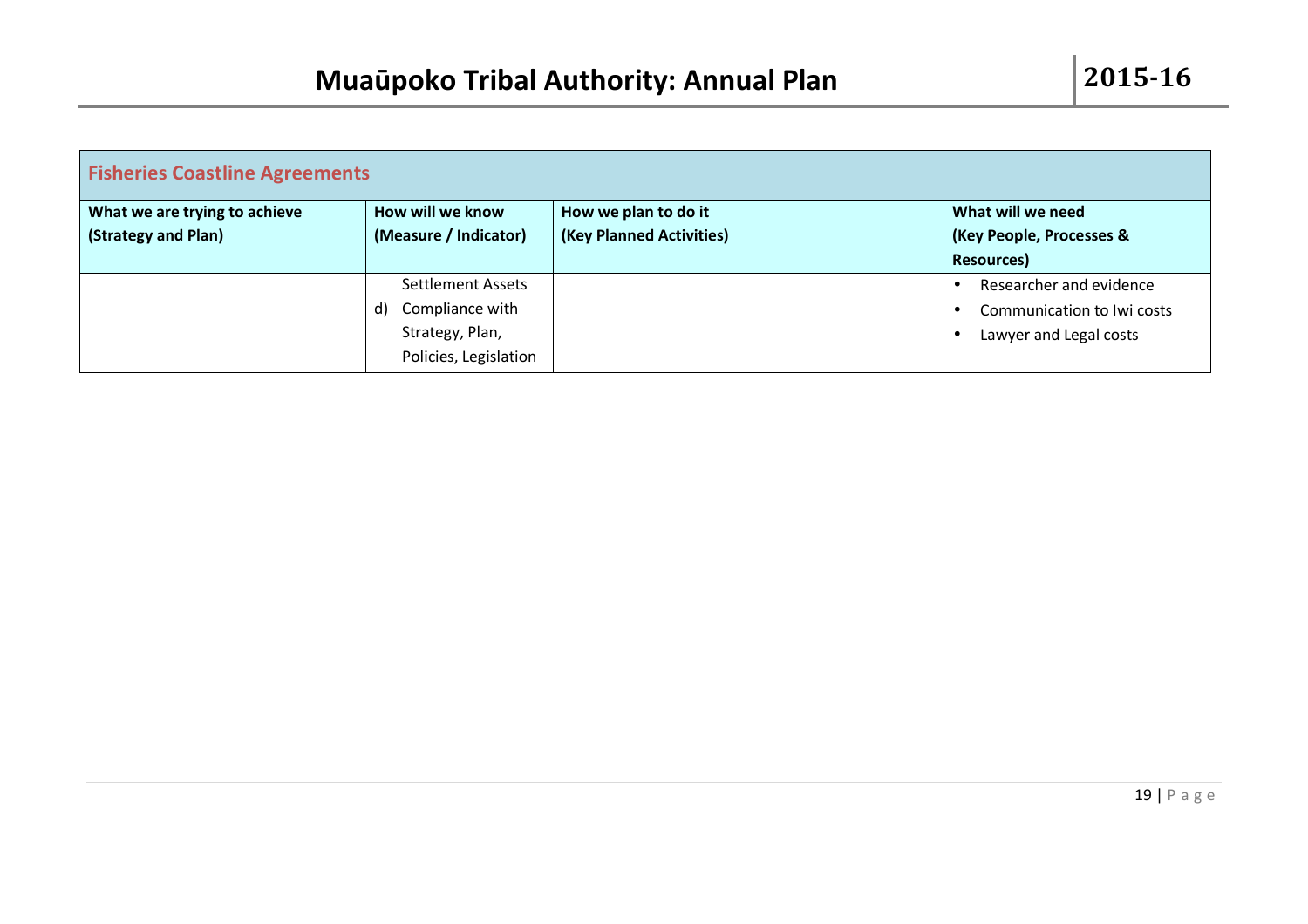| Fisheries Coastline Agreements | | | |
|---|---|---|---|
| **What we are trying to achieve (Strategy and Plan)** | **How will we know (Measure / Indicator)** | **How we plan to do it (Key Planned Activities)** | **What will we need (Key People, Processes & Resources)** |
| | Settlement Assets<br>d) Compliance with Strategy, Plan, Policies, Legislation | | • Researcher and evidence<br>• Communication to Iwi costs<br>• Lawyer and Legal costs |